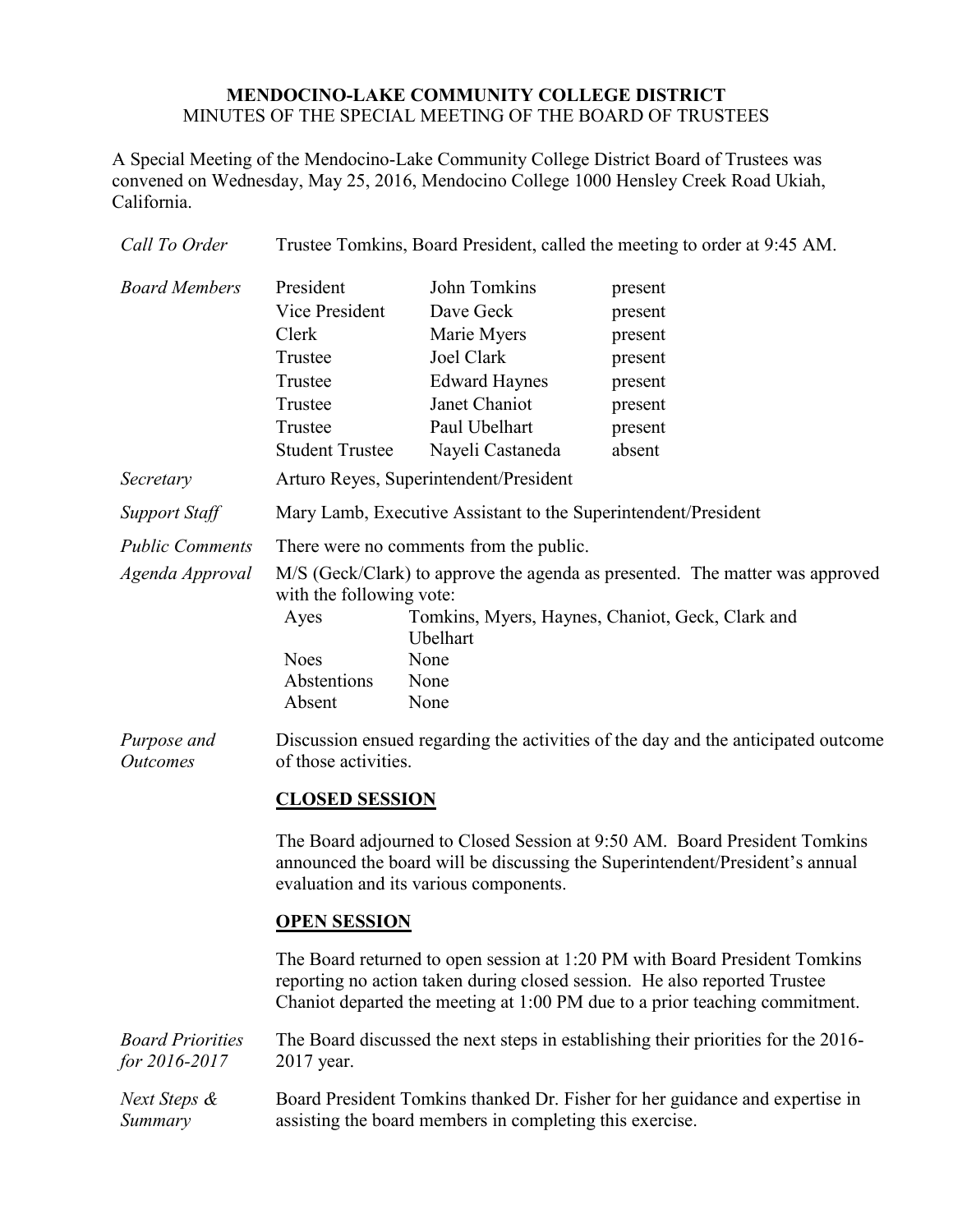**MENDOCINO-LAKE COMMUNITY COLLEGE DISTRICT**
MINUTES OF THE SPECIAL MEETING OF THE BOARD OF TRUSTEES

A Special Meeting of the Mendocino-Lake Community College District Board of Trustees was convened on Wednesday, May 25, 2016, Mendocino College 1000 Hensley Creek Road Ukiah, California.

*Call To Order* Trustee Tomkins, Board President, called the meeting to order at 9:45 AM.

*Board Members*

| | | |
|---|---|---|
| President | John Tomkins | present |
| Vice President | Dave Geck | present |
| Clerk | Marie Myers | present |
| Trustee | Joel Clark | present |
| Trustee | Edward Haynes | present |
| Trustee | Janet Chaniot | present |
| Trustee | Paul Ubelhart | present |
| Student Trustee | Nayeli Castaneda | absent |

*Secretary* Arturo Reyes, Superintendent/President

*Support Staff* Mary Lamb, Executive Assistant to the Superintendent/President

*Public Comments* There were no comments from the public.

*Agenda Approval* M/S (Geck/Clark) to approve the agenda as presented. The matter was approved with the following vote:

| | |
|---|---|
| Ayes | Tomkins, Myers, Haynes, Chaniot, Geck, Clark and Ubelhart |
| Noes | None |
| Abstentions | None |
| Absent | None |

*Purpose and Outcomes* Discussion ensued regarding the activities of the day and the anticipated outcome of those activities.

**CLOSED SESSION**

The Board adjourned to Closed Session at 9:50 AM. Board President Tomkins announced the board will be discussing the Superintendent/President's annual evaluation and its various components.

**OPEN SESSION**

The Board returned to open session at 1:20 PM with Board President Tomkins reporting no action taken during closed session. He also reported Trustee Chaniot departed the meeting at 1:00 PM due to a prior teaching commitment.

*Board Priorities for 2016-2017* The Board discussed the next steps in establishing their priorities for the 2016-2017 year.

*Next Steps & Summary* Board President Tomkins thanked Dr. Fisher for her guidance and expertise in assisting the board members in completing this exercise.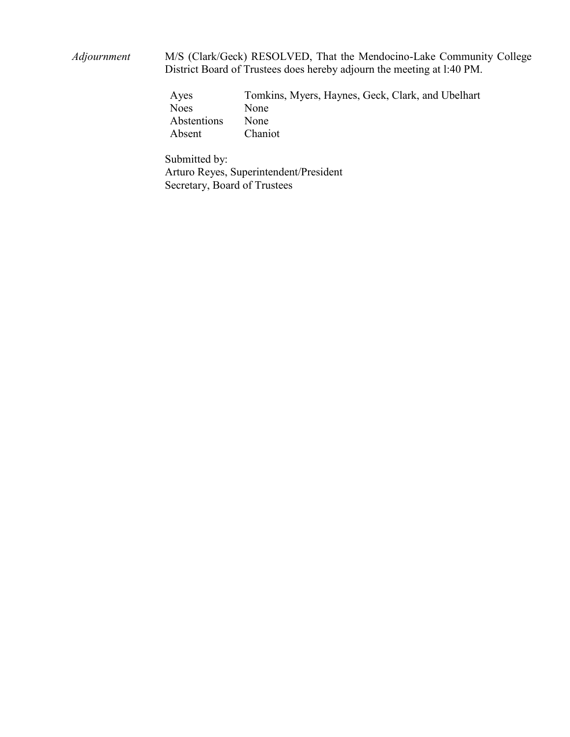*Adjournment*

M/S (Clark/Geck) RESOLVED, That the Mendocino-Lake Community College District Board of Trustees does hereby adjourn the meeting at l:40 PM.

| | |
|---|---|
| Ayes | Tomkins, Myers, Haynes, Geck, Clark, and Ubelhart |
| Noes | None |
| Abstentions | None |
| Absent | Chaniot |

Submitted by:
Arturo Reyes, Superintendent/President
Secretary, Board of Trustees